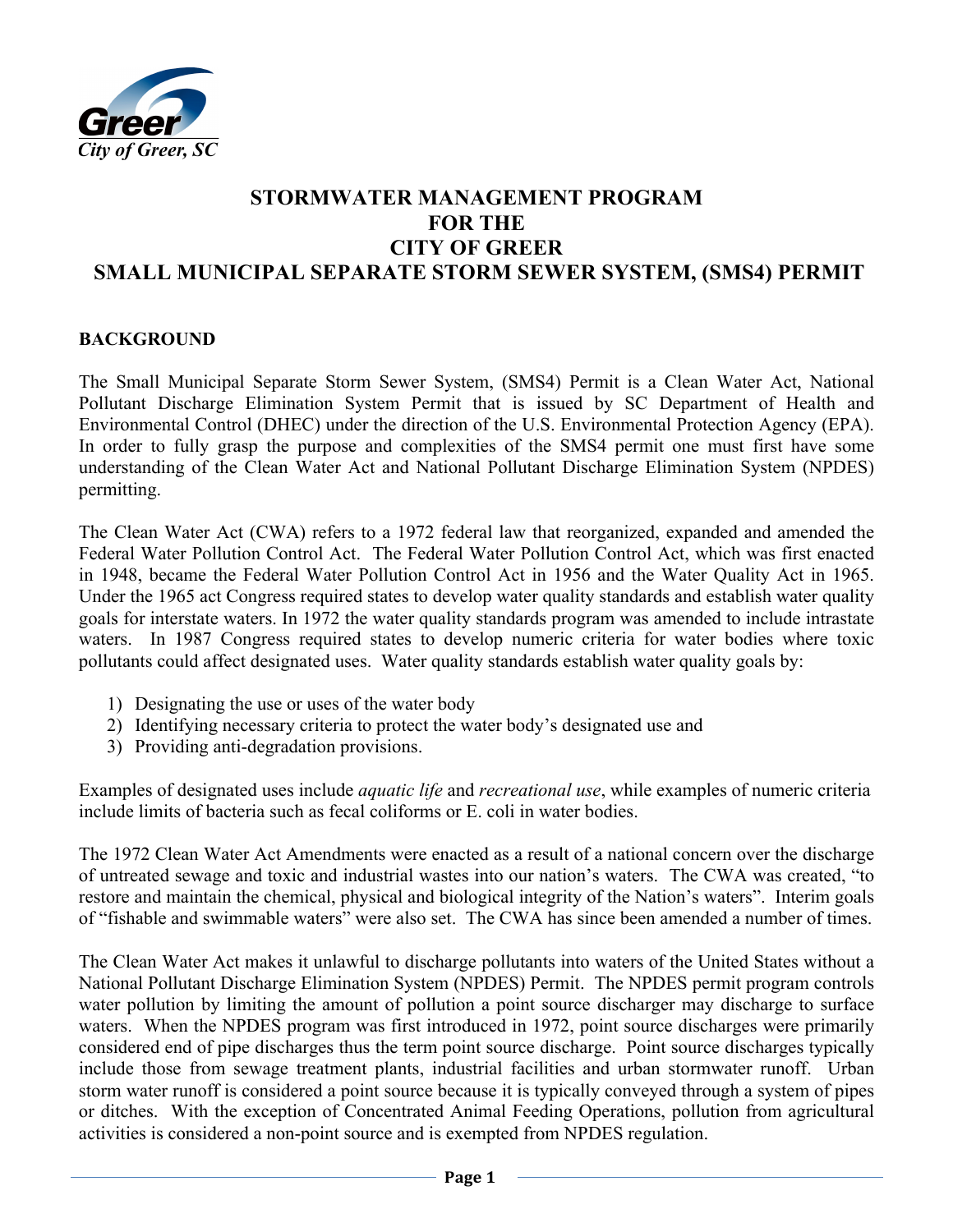Greer
City of Greer, SC

# STORMWATER MANAGEMENT PROGRAM FOR THE CITY OF GREER SMALL MUNICIPAL SEPARATE STORM SEWER SYSTEM, (SMS4) PERMIT

## BACKGROUND

The Small Municipal Separate Storm Sewer System, (SMS4) Permit is a Clean Water Act, National Pollutant Discharge Elimination System Permit that is issued by SC Department of Health and Environmental Control (DHEC) under the direction of the U.S. Environmental Protection Agency (EPA). In order to fully grasp the purpose and complexities of the SMS4 permit one must first have some understanding of the Clean Water Act and National Pollutant Discharge Elimination System (NPDES) permitting.

The Clean Water Act (CWA) refers to a 1972 federal law that reorganized, expanded and amended the Federal Water Pollution Control Act. The Federal Water Pollution Control Act, which was first enacted in 1948, became the Federal Water Pollution Control Act in 1956 and the Water Quality Act in 1965. Under the 1965 act Congress required states to develop water quality standards and establish water quality goals for interstate waters. In 1972 the water quality standards program was amended to include intrastate waters. In 1987 Congress required states to develop numeric criteria for water bodies where toxic pollutants could affect designated uses. Water quality standards establish water quality goals by:

1) Designating the use or uses of the water body
2) Identifying necessary criteria to protect the water body's designated use and
3) Providing anti-degradation provisions.

Examples of designated uses include *aquatic life* and *recreational use*, while examples of numeric criteria include limits of bacteria such as fecal coliforms or E. coli in water bodies.

The 1972 Clean Water Act Amendments were enacted as a result of a national concern over the discharge of untreated sewage and toxic and industrial wastes into our nation's waters. The CWA was created, "to restore and maintain the chemical, physical and biological integrity of the Nation's waters". Interim goals of "fishable and swimmable waters" were also set. The CWA has since been amended a number of times.

The Clean Water Act makes it unlawful to discharge pollutants into waters of the United States without a National Pollutant Discharge Elimination System (NPDES) Permit. The NPDES permit program controls water pollution by limiting the amount of pollution a point source discharger may discharge to surface waters. When the NPDES program was first introduced in 1972, point source discharges were primarily considered end of pipe discharges thus the term point source discharge. Point source discharges typically include those from sewage treatment plants, industrial facilities and urban stormwater runoff. Urban storm water runoff is considered a point source because it is typically conveyed through a system of pipes or ditches. With the exception of Concentrated Animal Feeding Operations, pollution from agricultural activities is considered a non-point source and is exempted from NPDES regulation.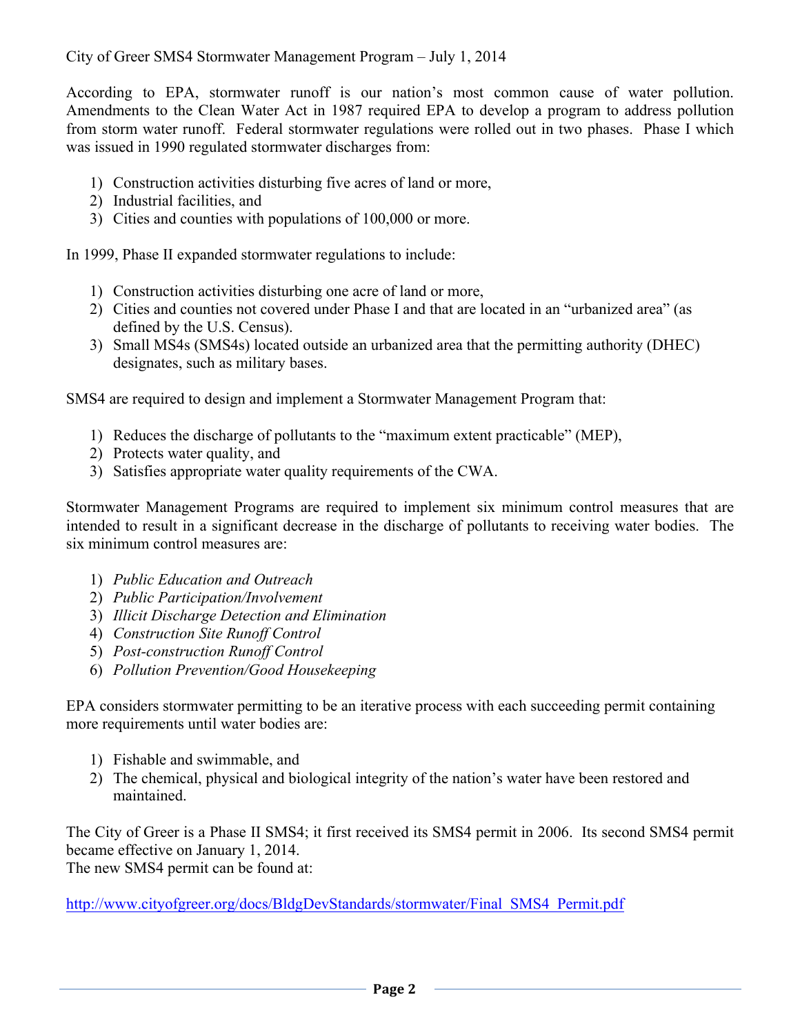City of Greer SMS4 Stormwater Management Program – July 1, 2014

According to EPA, stormwater runoff is our nation's most common cause of water pollution. Amendments to the Clean Water Act in 1987 required EPA to develop a program to address pollution from storm water runoff. Federal stormwater regulations were rolled out in two phases. Phase I which was issued in 1990 regulated stormwater discharges from:

1) Construction activities disturbing five acres of land or more,
2) Industrial facilities, and
3) Cities and counties with populations of 100,000 or more.

In 1999, Phase II expanded stormwater regulations to include:

1) Construction activities disturbing one acre of land or more,
2) Cities and counties not covered under Phase I and that are located in an "urbanized area" (as defined by the U.S. Census).
3) Small MS4s (SMS4s) located outside an urbanized area that the permitting authority (DHEC) designates, such as military bases.

SMS4 are required to design and implement a Stormwater Management Program that:

1) Reduces the discharge of pollutants to the "maximum extent practicable" (MEP),
2) Protects water quality, and
3) Satisfies appropriate water quality requirements of the CWA.

Stormwater Management Programs are required to implement six minimum control measures that are intended to result in a significant decrease in the discharge of pollutants to receiving water bodies. The six minimum control measures are:

1) *Public Education and Outreach*
2) *Public Participation/Involvement*
3) *Illicit Discharge Detection and Elimination*
4) *Construction Site Runoff Control*
5) *Post-construction Runoff Control*
6) *Pollution Prevention/Good Housekeeping*

EPA considers stormwater permitting to be an iterative process with each succeeding permit containing more requirements until water bodies are:

1) Fishable and swimmable, and
2) The chemical, physical and biological integrity of the nation's water have been restored and maintained.

The City of Greer is a Phase II SMS4; it first received its SMS4 permit in 2006. Its second SMS4 permit became effective on January 1, 2014.
The new SMS4 permit can be found at:

[http://www.cityofgreer.org/docs/BldgDevStandards/stormwater/Final_SMS4_Permit.pdf](http://www.cityofgreer.org/docs/BldgDevStandards/stormwater/Final_SMS4_Permit.pdf)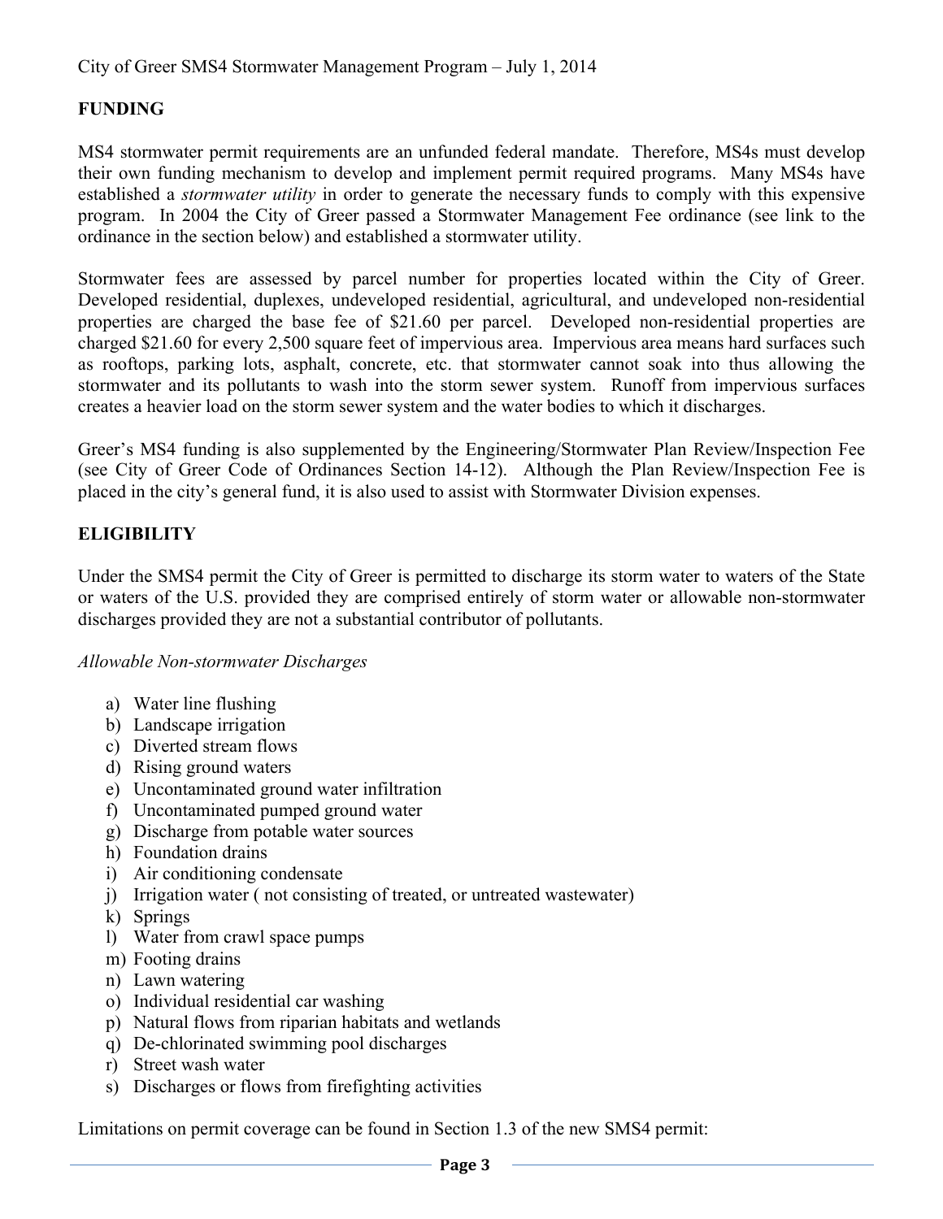## FUNDING

MS4 stormwater permit requirements are an unfunded federal mandate. Therefore, MS4s must develop their own funding mechanism to develop and implement permit required programs. Many MS4s have established a *stormwater utility* in order to generate the necessary funds to comply with this expensive program. In 2004 the City of Greer passed a Stormwater Management Fee ordinance (see link to the ordinance in the section below) and established a stormwater utility.

Stormwater fees are assessed by parcel number for properties located within the City of Greer. Developed residential, duplexes, undeveloped residential, agricultural, and undeveloped non-residential properties are charged the base fee of $21.60 per parcel. Developed non-residential properties are charged $21.60 for every 2,500 square feet of impervious area. Impervious area means hard surfaces such as rooftops, parking lots, asphalt, concrete, etc. that stormwater cannot soak into thus allowing the stormwater and its pollutants to wash into the storm sewer system. Runoff from impervious surfaces creates a heavier load on the storm sewer system and the water bodies to which it discharges.

Greer's MS4 funding is also supplemented by the Engineering/Stormwater Plan Review/Inspection Fee (see City of Greer Code of Ordinances Section 14-12). Although the Plan Review/Inspection Fee is placed in the city's general fund, it is also used to assist with Stormwater Division expenses.

## ELIGIBILITY

Under the SMS4 permit the City of Greer is permitted to discharge its storm water to waters of the State or waters of the U.S. provided they are comprised entirely of storm water or allowable non-stormwater discharges provided they are not a substantial contributor of pollutants.

*Allowable Non-stormwater Discharges*

a) Water line flushing
b) Landscape irrigation
c) Diverted stream flows
d) Rising ground waters
e) Uncontaminated ground water infiltration
f) Uncontaminated pumped ground water
g) Discharge from potable water sources
h) Foundation drains
i) Air conditioning condensate
j) Irrigation water ( not consisting of treated, or untreated wastewater)
k) Springs
l) Water from crawl space pumps
m) Footing drains
n) Lawn watering
o) Individual residential car washing
p) Natural flows from riparian habitats and wetlands
q) De-chlorinated swimming pool discharges
r) Street wash water
s) Discharges or flows from firefighting activities

Limitations on permit coverage can be found in Section 1.3 of the new SMS4 permit: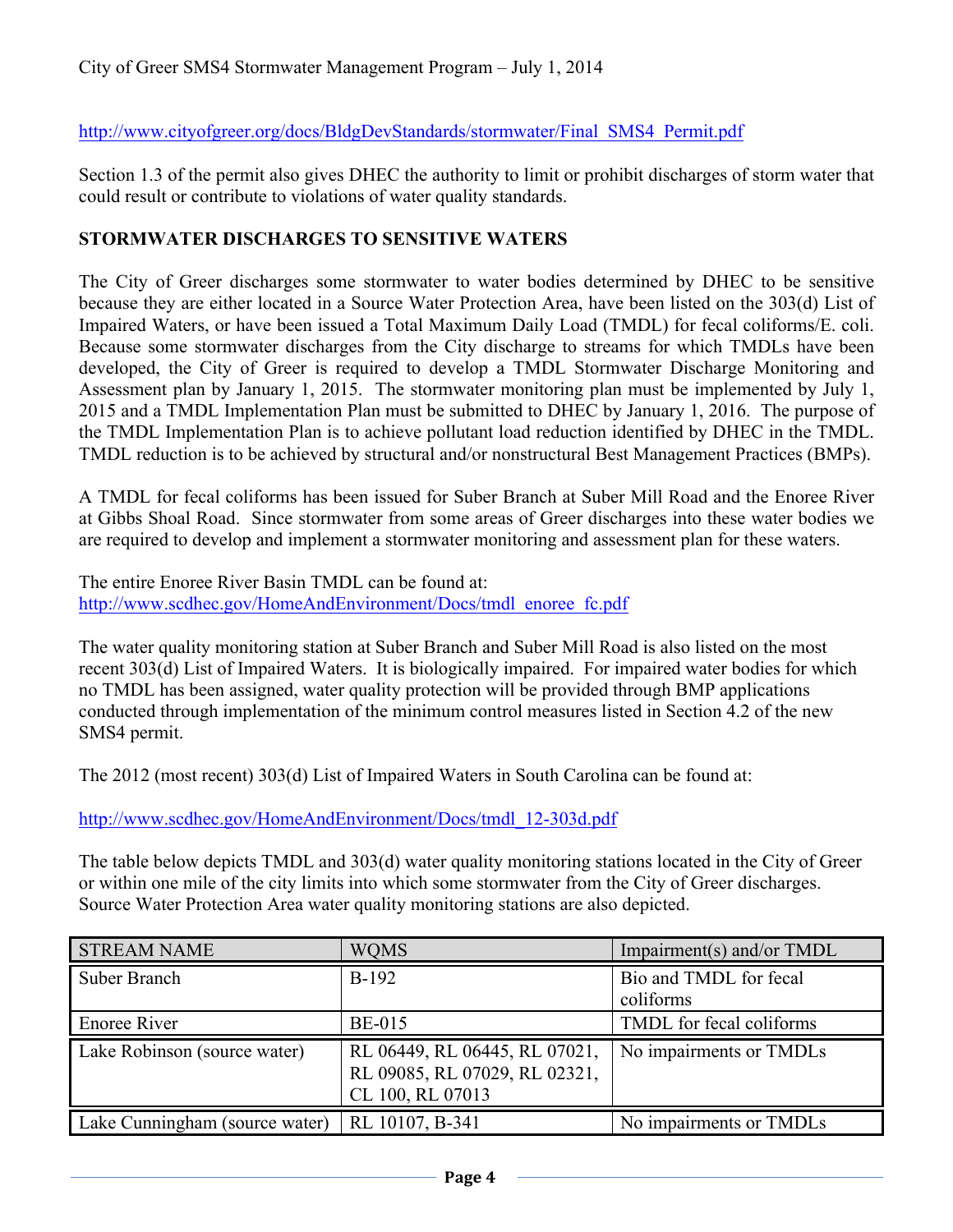http://www.cityofgreer.org/docs/BldgDevStandards/stormwater/Final_SMS4_Permit.pdf

Section 1.3 of the permit also gives DHEC the authority to limit or prohibit discharges of storm water that could result or contribute to violations of water quality standards.

## STORMWATER DISCHARGES TO SENSITIVE WATERS

The City of Greer discharges some stormwater to water bodies determined by DHEC to be sensitive because they are either located in a Source Water Protection Area, have been listed on the 303(d) List of Impaired Waters, or have been issued a Total Maximum Daily Load (TMDL) for fecal coliforms/E. coli. Because some stormwater discharges from the City discharge to streams for which TMDLs have been developed, the City of Greer is required to develop a TMDL Stormwater Discharge Monitoring and Assessment plan by January 1, 2015. The stormwater monitoring plan must be implemented by July 1, 2015 and a TMDL Implementation Plan must be submitted to DHEC by January 1, 2016. The purpose of the TMDL Implementation Plan is to achieve pollutant load reduction identified by DHEC in the TMDL. TMDL reduction is to be achieved by structural and/or nonstructural Best Management Practices (BMPs).

A TMDL for fecal coliforms has been issued for Suber Branch at Suber Mill Road and the Enoree River at Gibbs Shoal Road. Since stormwater from some areas of Greer discharges into these water bodies we are required to develop and implement a stormwater monitoring and assessment plan for these waters.

The entire Enoree River Basin TMDL can be found at:
http://www.scdhec.gov/HomeAndEnvironment/Docs/tmdl_enoree_fc.pdf

The water quality monitoring station at Suber Branch and Suber Mill Road is also listed on the most recent 303(d) List of Impaired Waters. It is biologically impaired. For impaired water bodies for which no TMDL has been assigned, water quality protection will be provided through BMP applications conducted through implementation of the minimum control measures listed in Section 4.2 of the new SMS4 permit.

The 2012 (most recent) 303(d) List of Impaired Waters in South Carolina can be found at:

http://www.scdhec.gov/HomeAndEnvironment/Docs/tmdl_12-303d.pdf

The table below depicts TMDL and 303(d) water quality monitoring stations located in the City of Greer or within one mile of the city limits into which some stormwater from the City of Greer discharges. Source Water Protection Area water quality monitoring stations are also depicted.

| STREAM NAME | WQMS | Impairment(s) and/or TMDL |
|---|---|---|
| Suber Branch | B-192 | Bio and TMDL for fecal coliforms |
| Enoree River | BE-015 | TMDL for fecal coliforms |
| Lake Robinson (source water) | RL 06449, RL 06445, RL 07021, RL 09085, RL 07029, RL 02321, CL 100, RL 07013 | No impairments or TMDLs |
| Lake Cunningham (source water) | RL 10107, B-341 | No impairments or TMDLs |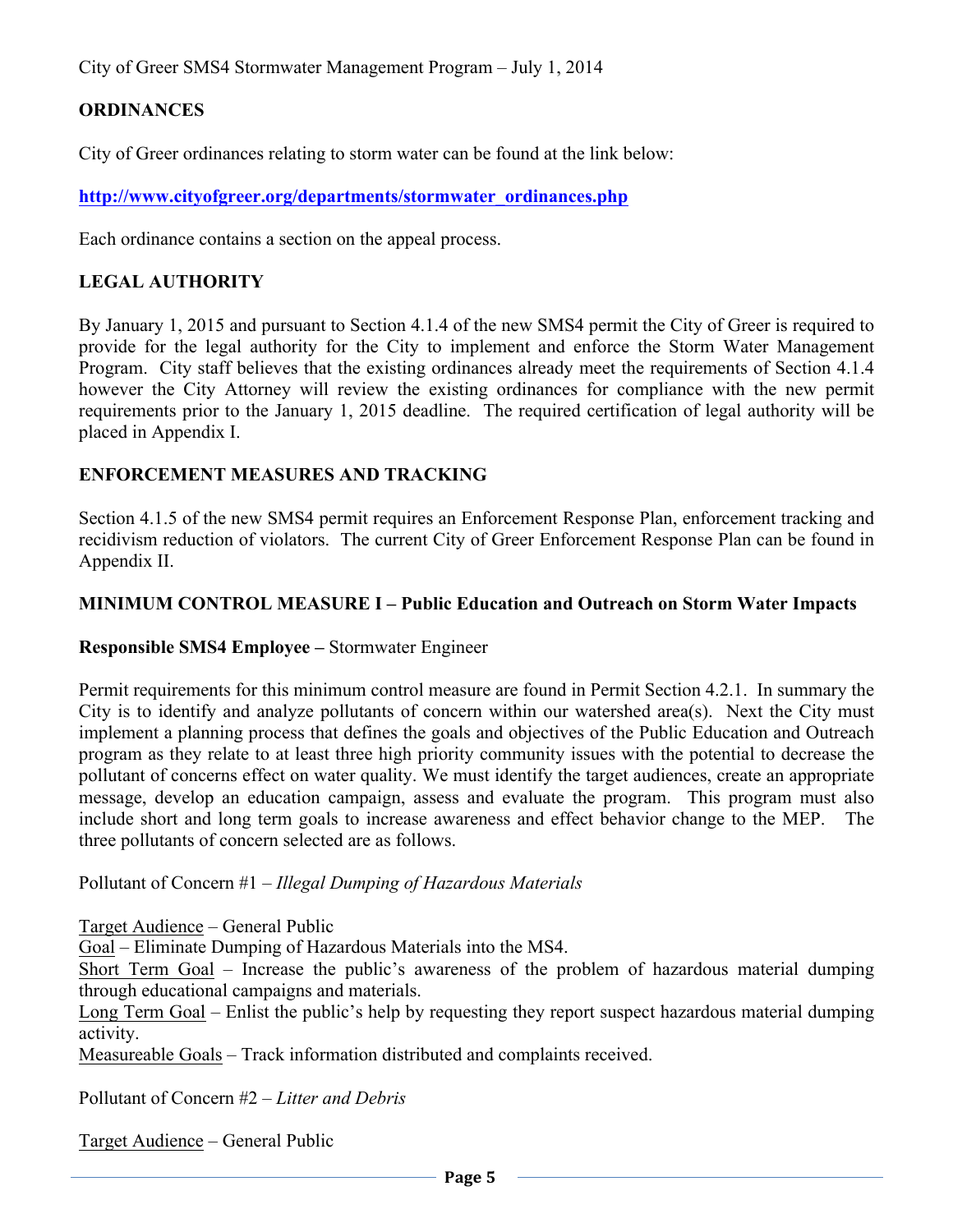## ORDINANCES

City of Greer ordinances relating to storm water can be found at the link below:

**http://www.cityofgreer.org/departments/stormwater_ordinances.php**

Each ordinance contains a section on the appeal process.

## LEGAL AUTHORITY

By January 1, 2015 and pursuant to Section 4.1.4 of the new SMS4 permit the City of Greer is required to provide for the legal authority for the City to implement and enforce the Storm Water Management Program. City staff believes that the existing ordinances already meet the requirements of Section 4.1.4 however the City Attorney will review the existing ordinances for compliance with the new permit requirements prior to the January 1, 2015 deadline. The required certification of legal authority will be placed in Appendix I.

## ENFORCEMENT MEASURES AND TRACKING

Section 4.1.5 of the new SMS4 permit requires an Enforcement Response Plan, enforcement tracking and recidivism reduction of violators. The current City of Greer Enforcement Response Plan can be found in Appendix II.

## MINIMUM CONTROL MEASURE I – Public Education and Outreach on Storm Water Impacts

**Responsible SMS4 Employee –** Stormwater Engineer

Permit requirements for this minimum control measure are found in Permit Section 4.2.1. In summary the City is to identify and analyze pollutants of concern within our watershed area(s). Next the City must implement a planning process that defines the goals and objectives of the Public Education and Outreach program as they relate to at least three high priority community issues with the potential to decrease the pollutant of concerns effect on water quality. We must identify the target audiences, create an appropriate message, develop an education campaign, assess and evaluate the program. This program must also include short and long term goals to increase awareness and effect behavior change to the MEP. The three pollutants of concern selected are as follows.

Pollutant of Concern #1 – *Illegal Dumping of Hazardous Materials*

Target Audience – General Public
Goal – Eliminate Dumping of Hazardous Materials into the MS4.
Short Term Goal – Increase the public's awareness of the problem of hazardous material dumping through educational campaigns and materials.
Long Term Goal – Enlist the public's help by requesting they report suspect hazardous material dumping activity.
Measureable Goals – Track information distributed and complaints received.

Pollutant of Concern #2 – *Litter and Debris*

Target Audience – General Public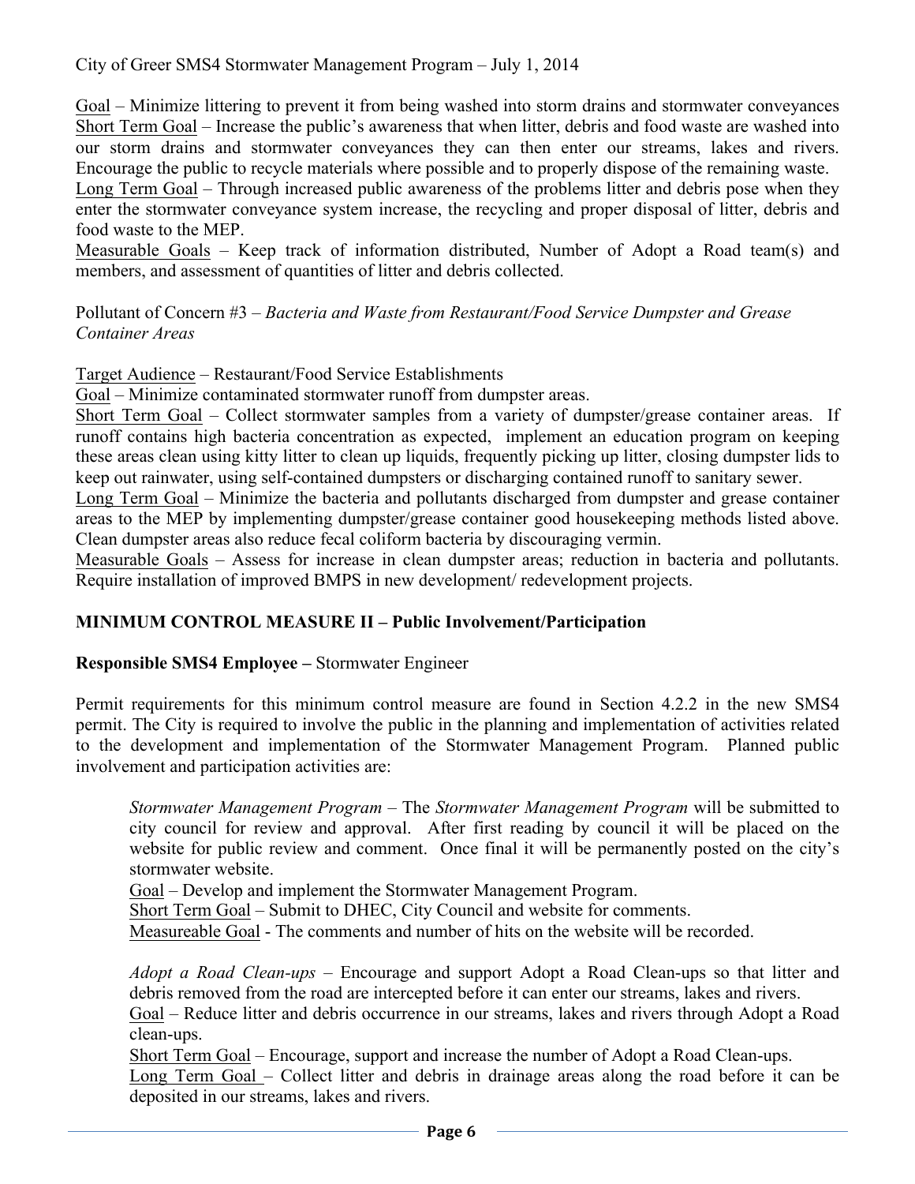Goal – Minimize littering to prevent it from being washed into storm drains and stormwater conveyances

Short Term Goal – Increase the public's awareness that when litter, debris and food waste are washed into our storm drains and stormwater conveyances they can then enter our streams, lakes and rivers. Encourage the public to recycle materials where possible and to properly dispose of the remaining waste.

Long Term Goal – Through increased public awareness of the problems litter and debris pose when they enter the stormwater conveyance system increase, the recycling and proper disposal of litter, debris and food waste to the MEP.

Measurable Goals – Keep track of information distributed, Number of Adopt a Road team(s) and members, and assessment of quantities of litter and debris collected.

Pollutant of Concern #3 – *Bacteria and Waste from Restaurant/Food Service Dumpster and Grease Container Areas*

Target Audience – Restaurant/Food Service Establishments

Goal – Minimize contaminated stormwater runoff from dumpster areas.

Short Term Goal – Collect stormwater samples from a variety of dumpster/grease container areas. If runoff contains high bacteria concentration as expected, implement an education program on keeping these areas clean using kitty litter to clean up liquids, frequently picking up litter, closing dumpster lids to keep out rainwater, using self-contained dumpsters or discharging contained runoff to sanitary sewer.

Long Term Goal – Minimize the bacteria and pollutants discharged from dumpster and grease container areas to the MEP by implementing dumpster/grease container good housekeeping methods listed above. Clean dumpster areas also reduce fecal coliform bacteria by discouraging vermin.

Measurable Goals – Assess for increase in clean dumpster areas; reduction in bacteria and pollutants. Require installation of improved BMPS in new development/ redevelopment projects.

## MINIMUM CONTROL MEASURE II – Public Involvement/Participation

**Responsible SMS4 Employee –** Stormwater Engineer

Permit requirements for this minimum control measure are found in Section 4.2.2 in the new SMS4 permit. The City is required to involve the public in the planning and implementation of activities related to the development and implementation of the Stormwater Management Program. Planned public involvement and participation activities are:

*Stormwater Management Program* – The *Stormwater Management Program* will be submitted to city council for review and approval. After first reading by council it will be placed on the website for public review and comment. Once final it will be permanently posted on the city's stormwater website.

Goal – Develop and implement the Stormwater Management Program.

Short Term Goal – Submit to DHEC, City Council and website for comments.

Measureable Goal - The comments and number of hits on the website will be recorded.

*Adopt a Road Clean-ups* – Encourage and support Adopt a Road Clean-ups so that litter and debris removed from the road are intercepted before it can enter our streams, lakes and rivers.

Goal – Reduce litter and debris occurrence in our streams, lakes and rivers through Adopt a Road clean-ups.

Short Term Goal – Encourage, support and increase the number of Adopt a Road Clean-ups.

Long Term Goal – Collect litter and debris in drainage areas along the road before it can be deposited in our streams, lakes and rivers.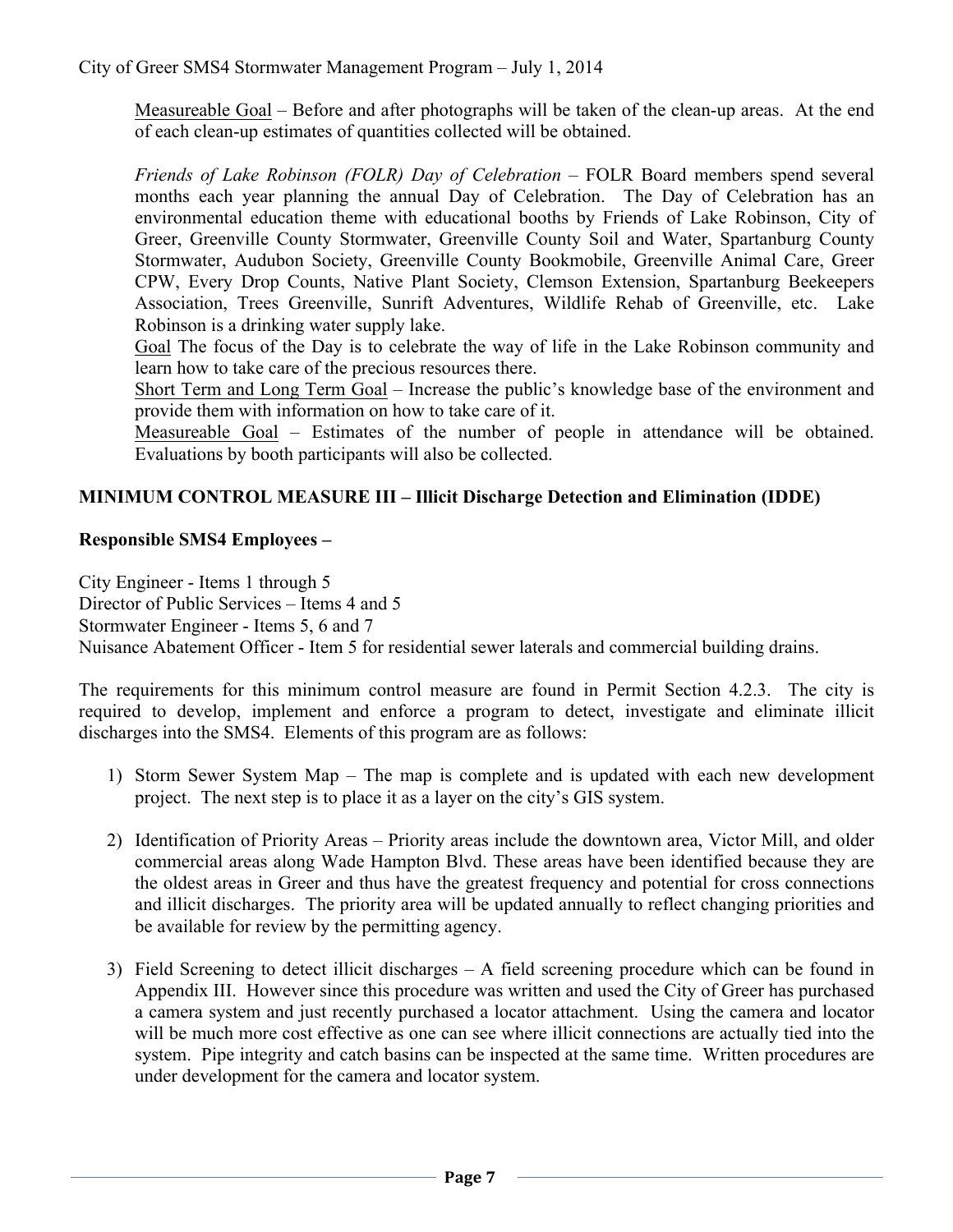Measureable Goal – Before and after photographs will be taken of the clean-up areas. At the end of each clean-up estimates of quantities collected will be obtained.

*Friends of Lake Robinson (FOLR) Day of Celebration* – FOLR Board members spend several months each year planning the annual Day of Celebration. The Day of Celebration has an environmental education theme with educational booths by Friends of Lake Robinson, City of Greer, Greenville County Stormwater, Greenville County Soil and Water, Spartanburg County Stormwater, Audubon Society, Greenville County Bookmobile, Greenville Animal Care, Greer CPW, Every Drop Counts, Native Plant Society, Clemson Extension, Spartanburg Beekeepers Association, Trees Greenville, Sunrift Adventures, Wildlife Rehab of Greenville, etc. Lake Robinson is a drinking water supply lake.

Goal The focus of the Day is to celebrate the way of life in the Lake Robinson community and learn how to take care of the precious resources there.

Short Term and Long Term Goal – Increase the public's knowledge base of the environment and provide them with information on how to take care of it.

Measureable Goal – Estimates of the number of people in attendance will be obtained. Evaluations by booth participants will also be collected.

## MINIMUM CONTROL MEASURE III – Illicit Discharge Detection and Elimination (IDDE)

**Responsible SMS4 Employees –**

City Engineer - Items 1 through 5
Director of Public Services – Items 4 and 5
Stormwater Engineer - Items 5, 6 and 7
Nuisance Abatement Officer - Item 5 for residential sewer laterals and commercial building drains.

The requirements for this minimum control measure are found in Permit Section 4.2.3. The city is required to develop, implement and enforce a program to detect, investigate and eliminate illicit discharges into the SMS4. Elements of this program are as follows:

1) Storm Sewer System Map – The map is complete and is updated with each new development project. The next step is to place it as a layer on the city's GIS system.

2) Identification of Priority Areas – Priority areas include the downtown area, Victor Mill, and older commercial areas along Wade Hampton Blvd. These areas have been identified because they are the oldest areas in Greer and thus have the greatest frequency and potential for cross connections and illicit discharges. The priority area will be updated annually to reflect changing priorities and be available for review by the permitting agency.

3) Field Screening to detect illicit discharges – A field screening procedure which can be found in Appendix III. However since this procedure was written and used the City of Greer has purchased a camera system and just recently purchased a locator attachment. Using the camera and locator will be much more cost effective as one can see where illicit connections are actually tied into the system. Pipe integrity and catch basins can be inspected at the same time. Written procedures are under development for the camera and locator system.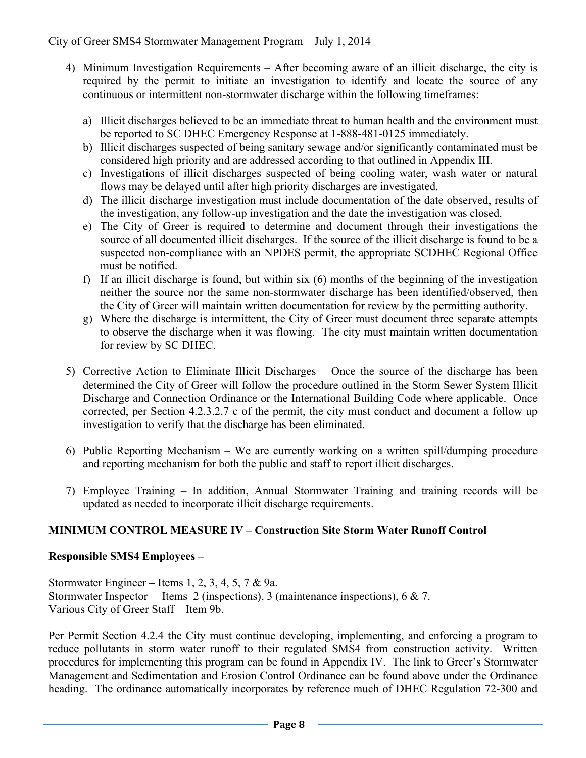4) Minimum Investigation Requirements – After becoming aware of an illicit discharge, the city is required by the permit to initiate an investigation to identify and locate the source of any continuous or intermittent non-stormwater discharge within the following timeframes:

   a) Illicit discharges believed to be an immediate threat to human health and the environment must be reported to SC DHEC Emergency Response at 1-888-481-0125 immediately.
   b) Illicit discharges suspected of being sanitary sewage and/or significantly contaminated must be considered high priority and are addressed according to that outlined in Appendix III.
   c) Investigations of illicit discharges suspected of being cooling water, wash water or natural flows may be delayed until after high priority discharges are investigated.
   d) The illicit discharge investigation must include documentation of the date observed, results of the investigation, any follow-up investigation and the date the investigation was closed.
   e) The City of Greer is required to determine and document through their investigations the source of all documented illicit discharges. If the source of the illicit discharge is found to be a suspected non-compliance with an NPDES permit, the appropriate SCDHEC Regional Office must be notified.
   f) If an illicit discharge is found, but within six (6) months of the beginning of the investigation neither the source nor the same non-stormwater discharge has been identified/observed, then the City of Greer will maintain written documentation for review by the permitting authority.
   g) Where the discharge is intermittent, the City of Greer must document three separate attempts to observe the discharge when it was flowing. The city must maintain written documentation for review by SC DHEC.

5) Corrective Action to Eliminate Illicit Discharges – Once the source of the discharge has been determined the City of Greer will follow the procedure outlined in the Storm Sewer System Illicit Discharge and Connection Ordinance or the International Building Code where applicable. Once corrected, per Section 4.2.3.2.7 c of the permit, the city must conduct and document a follow up investigation to verify that the discharge has been eliminated.

6) Public Reporting Mechanism – We are currently working on a written spill/dumping procedure and reporting mechanism for both the public and staff to report illicit discharges.

7) Employee Training – In addition, Annual Stormwater Training and training records will be updated as needed to incorporate illicit discharge requirements.

**MINIMUM CONTROL MEASURE IV – Construction Site Storm Water Runoff Control**

**Responsible SMS4 Employees –**

Stormwater Engineer – Items 1, 2, 3, 4, 5, 7 & 9a.
Stormwater Inspector – Items 2 (inspections), 3 (maintenance inspections), 6 & 7.
Various City of Greer Staff – Item 9b.

Per Permit Section 4.2.4 the City must continue developing, implementing, and enforcing a program to reduce pollutants in storm water runoff to their regulated SMS4 from construction activity. Written procedures for implementing this program can be found in Appendix IV. The link to Greer's Stormwater Management and Sedimentation and Erosion Control Ordinance can be found above under the Ordinance heading. The ordinance automatically incorporates by reference much of DHEC Regulation 72-300 and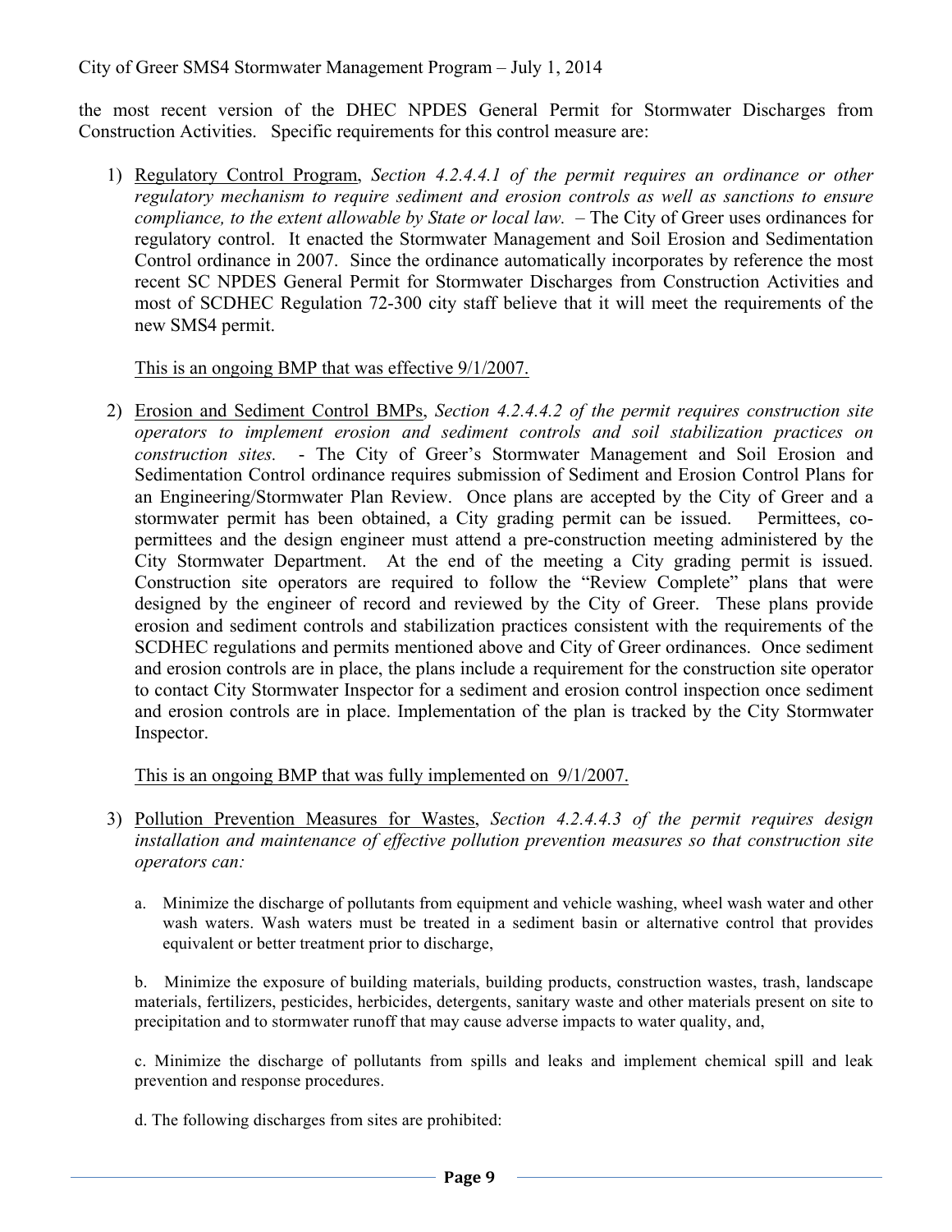the most recent version of the DHEC NPDES General Permit for Stormwater Discharges from Construction Activities. Specific requirements for this control measure are:

1) Regulatory Control Program, *Section 4.2.4.4.1 of the permit requires an ordinance or other regulatory mechanism to require sediment and erosion controls as well as sanctions to ensure compliance, to the extent allowable by State or local law.* – The City of Greer uses ordinances for regulatory control. It enacted the Stormwater Management and Soil Erosion and Sedimentation Control ordinance in 2007. Since the ordinance automatically incorporates by reference the most recent SC NPDES General Permit for Stormwater Discharges from Construction Activities and most of SCDHEC Regulation 72-300 city staff believe that it will meet the requirements of the new SMS4 permit.

   This is an ongoing BMP that was effective 9/1/2007.

2) Erosion and Sediment Control BMPs, *Section 4.2.4.4.2 of the permit requires construction site operators to implement erosion and sediment controls and soil stabilization practices on construction sites.* - The City of Greer's Stormwater Management and Soil Erosion and Sedimentation Control ordinance requires submission of Sediment and Erosion Control Plans for an Engineering/Stormwater Plan Review. Once plans are accepted by the City of Greer and a stormwater permit has been obtained, a City grading permit can be issued. Permittees, co-permittees and the design engineer must attend a pre-construction meeting administered by the City Stormwater Department. At the end of the meeting a City grading permit is issued. Construction site operators are required to follow the "Review Complete" plans that were designed by the engineer of record and reviewed by the City of Greer. These plans provide erosion and sediment controls and stabilization practices consistent with the requirements of the SCDHEC regulations and permits mentioned above and City of Greer ordinances. Once sediment and erosion controls are in place, the plans include a requirement for the construction site operator to contact City Stormwater Inspector for a sediment and erosion control inspection once sediment and erosion controls are in place. Implementation of the plan is tracked by the City Stormwater Inspector.

   This is an ongoing BMP that was fully implemented on 9/1/2007.

3) Pollution Prevention Measures for Wastes, *Section 4.2.4.4.3 of the permit requires design installation and maintenance of effective pollution prevention measures so that construction site operators can:*

   a. Minimize the discharge of pollutants from equipment and vehicle washing, wheel wash water and other wash waters. Wash waters must be treated in a sediment basin or alternative control that provides equivalent or better treatment prior to discharge,

   b. Minimize the exposure of building materials, building products, construction wastes, trash, landscape materials, fertilizers, pesticides, herbicides, detergents, sanitary waste and other materials present on site to precipitation and to stormwater runoff that may cause adverse impacts to water quality, and,

   c. Minimize the discharge of pollutants from spills and leaks and implement chemical spill and leak prevention and response procedures.

   d. The following discharges from sites are prohibited: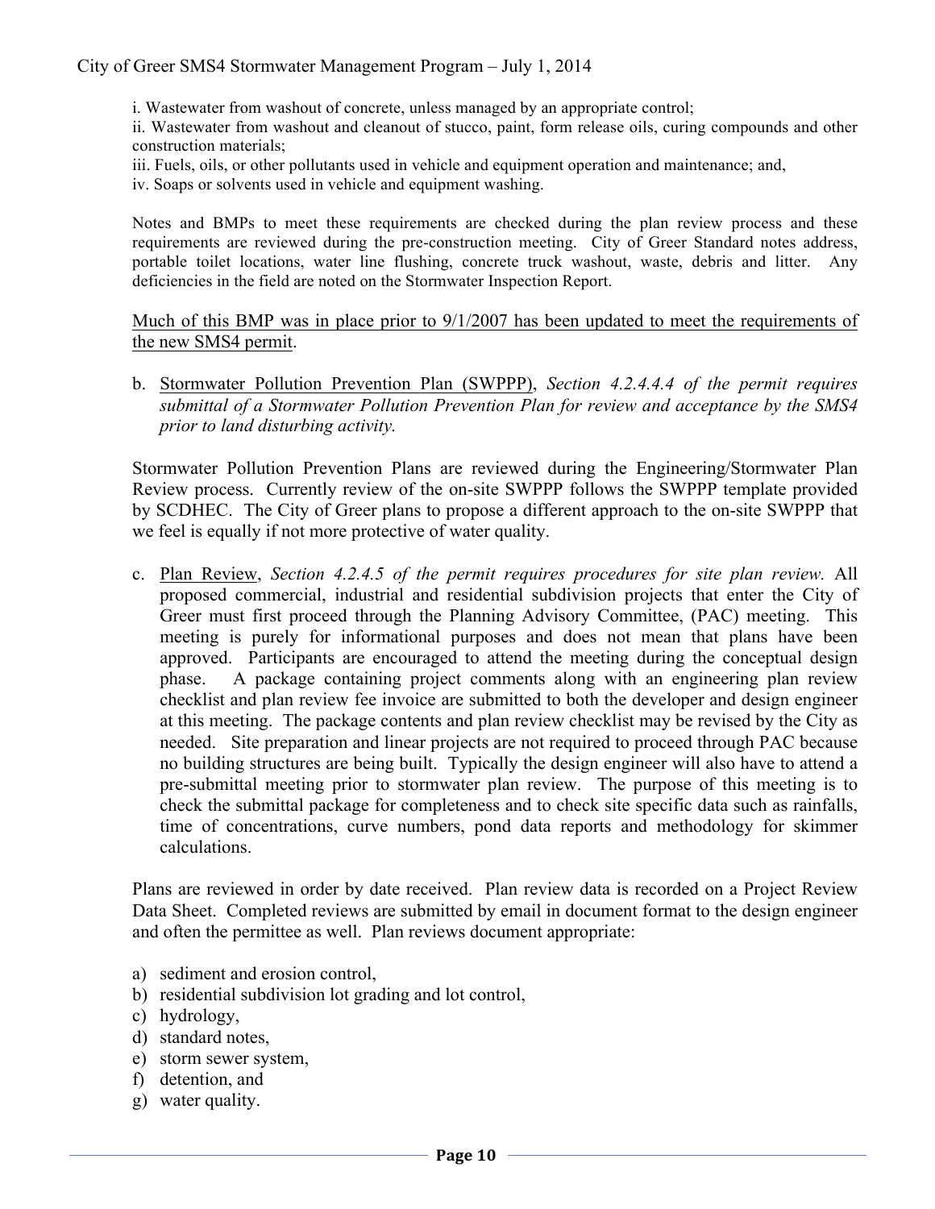i. Wastewater from washout of concrete, unless managed by an appropriate control;

ii. Wastewater from washout and cleanout of stucco, paint, form release oils, curing compounds and other construction materials;

iii. Fuels, oils, or other pollutants used in vehicle and equipment operation and maintenance; and,

iv. Soaps or solvents used in vehicle and equipment washing.

Notes and BMPs to meet these requirements are checked during the plan review process and these requirements are reviewed during the pre-construction meeting. City of Greer Standard notes address, portable toilet locations, water line flushing, concrete truck washout, waste, debris and litter. Any deficiencies in the field are noted on the Stormwater Inspection Report.

<u>Much of this BMP was in place prior to 9/1/2007 has been updated to meet the requirements of the new SMS4 permit</u>.

b. <u>Stormwater Pollution Prevention Plan (SWPPP)</u>, *Section 4.2.4.4.4 of the permit requires submittal of a Stormwater Pollution Prevention Plan for review and acceptance by the SMS4 prior to land disturbing activity.*

Stormwater Pollution Prevention Plans are reviewed during the Engineering/Stormwater Plan Review process. Currently review of the on-site SWPPP follows the SWPPP template provided by SCDHEC. The City of Greer plans to propose a different approach to the on-site SWPPP that we feel is equally if not more protective of water quality.

c. <u>Plan Review</u>, *Section 4.2.4.5 of the permit requires procedures for site plan review.* All proposed commercial, industrial and residential subdivision projects that enter the City of Greer must first proceed through the Planning Advisory Committee, (PAC) meeting. This meeting is purely for informational purposes and does not mean that plans have been approved. Participants are encouraged to attend the meeting during the conceptual design phase. A package containing project comments along with an engineering plan review checklist and plan review fee invoice are submitted to both the developer and design engineer at this meeting. The package contents and plan review checklist may be revised by the City as needed. Site preparation and linear projects are not required to proceed through PAC because no building structures are being built. Typically the design engineer will also have to attend a pre-submittal meeting prior to stormwater plan review. The purpose of this meeting is to check the submittal package for completeness and to check site specific data such as rainfalls, time of concentrations, curve numbers, pond data reports and methodology for skimmer calculations.

Plans are reviewed in order by date received. Plan review data is recorded on a Project Review Data Sheet. Completed reviews are submitted by email in document format to the design engineer and often the permittee as well. Plan reviews document appropriate:

a) sediment and erosion control,
b) residential subdivision lot grading and lot control,
c) hydrology,
d) standard notes,
e) storm sewer system,
f) detention, and
g) water quality.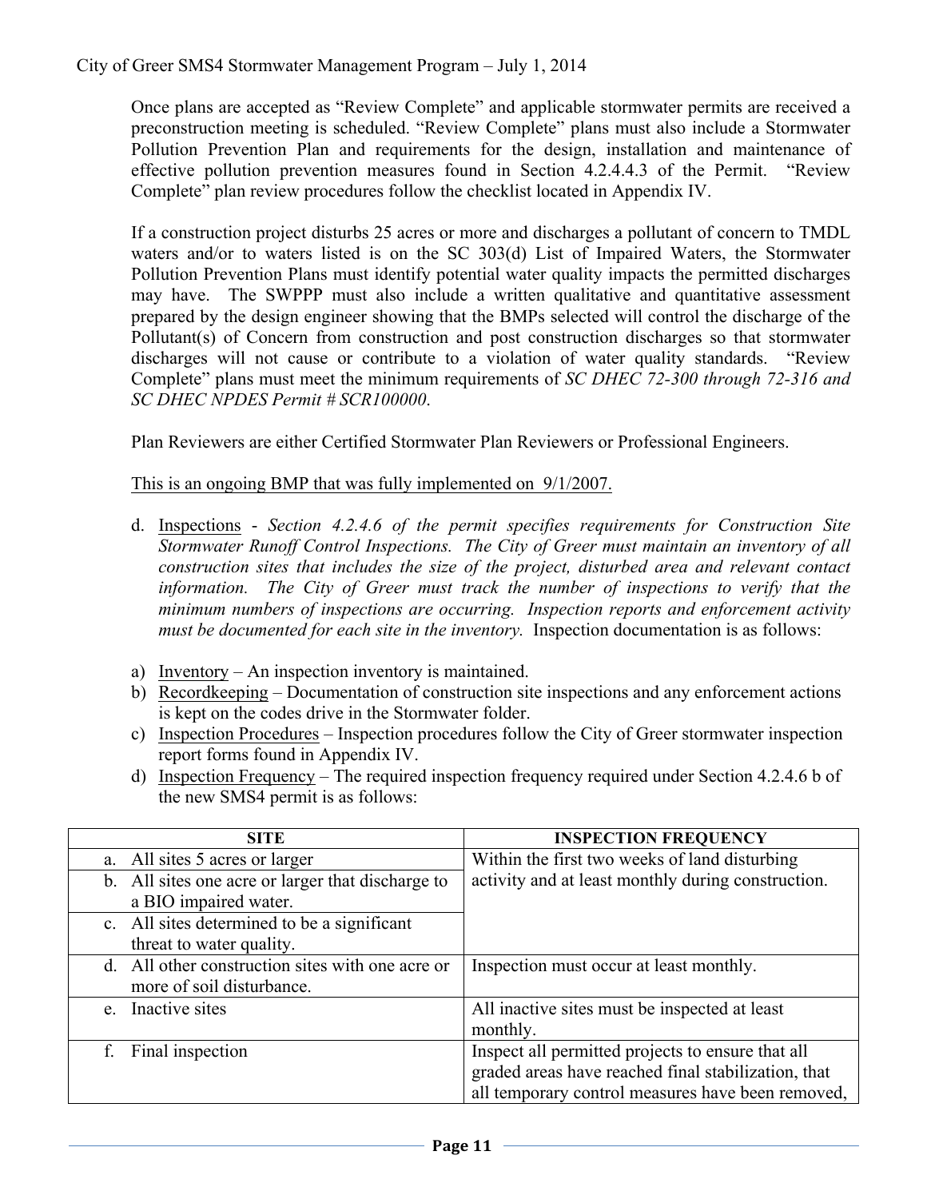Once plans are accepted as "Review Complete" and applicable stormwater permits are received a preconstruction meeting is scheduled. "Review Complete" plans must also include a Stormwater Pollution Prevention Plan and requirements for the design, installation and maintenance of effective pollution prevention measures found in Section 4.2.4.4.3 of the Permit. "Review Complete" plan review procedures follow the checklist located in Appendix IV.

If a construction project disturbs 25 acres or more and discharges a pollutant of concern to TMDL waters and/or to waters listed is on the SC 303(d) List of Impaired Waters, the Stormwater Pollution Prevention Plans must identify potential water quality impacts the permitted discharges may have. The SWPPP must also include a written qualitative and quantitative assessment prepared by the design engineer showing that the BMPs selected will control the discharge of the Pollutant(s) of Concern from construction and post construction discharges so that stormwater discharges will not cause or contribute to a violation of water quality standards. "Review Complete" plans must meet the minimum requirements of *SC DHEC 72-300 through 72-316 and SC DHEC NPDES Permit # SCR100000*.

Plan Reviewers are either Certified Stormwater Plan Reviewers or Professional Engineers.

<u>This is an ongoing BMP that was fully implemented on 9/1/2007.</u>

d. <u>Inspections</u> - *Section 4.2.4.6 of the permit specifies requirements for Construction Site Stormwater Runoff Control Inspections. The City of Greer must maintain an inventory of all construction sites that includes the size of the project, disturbed area and relevant contact information. The City of Greer must track the number of inspections to verify that the minimum numbers of inspections are occurring. Inspection reports and enforcement activity must be documented for each site in the inventory.* Inspection documentation is as follows:

a) <u>Inventory</u> – An inspection inventory is maintained.
b) <u>Recordkeeping</u> – Documentation of construction site inspections and any enforcement actions is kept on the codes drive in the Stormwater folder.
c) <u>Inspection Procedures</u> – Inspection procedures follow the City of Greer stormwater inspection report forms found in Appendix IV.
d) <u>Inspection Frequency</u> – The required inspection frequency required under Section 4.2.4.6 b of the new SMS4 permit is as follows:

| SITE | INSPECTION FREQUENCY |
|---|---|
| a. All sites 5 acres or larger | Within the first two weeks of land disturbing activity and at least monthly during construction. |
| b. All sites one acre or larger that discharge to a BIO impaired water. | |
| c. All sites determined to be a significant threat to water quality. | |
| d. All other construction sites with one acre or more of soil disturbance. | Inspection must occur at least monthly. |
| e. Inactive sites | All inactive sites must be inspected at least monthly. |
| f. Final inspection | Inspect all permitted projects to ensure that all graded areas have reached final stabilization, that all temporary control measures have been removed, |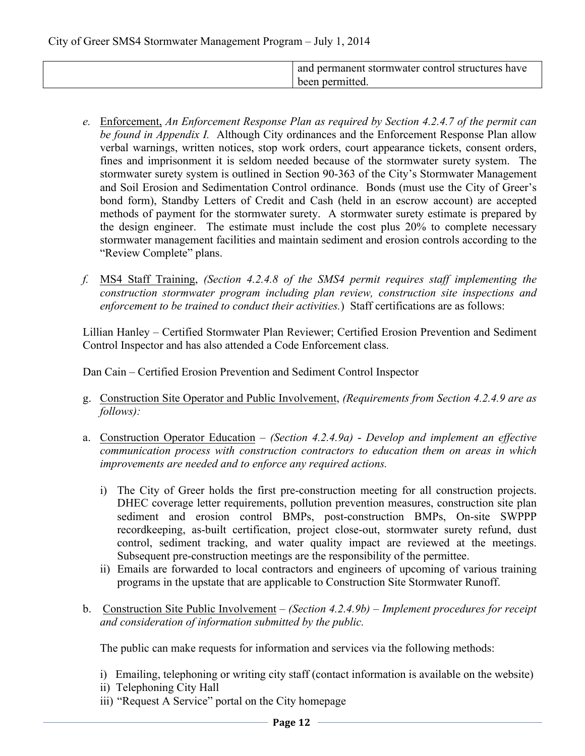| | and permanent stormwater control structures have been permitted. |
|---|---|

*e.* Enforcement, *An Enforcement Response Plan as required by Section 4.2.4.7 of the permit can be found in Appendix I.* Although City ordinances and the Enforcement Response Plan allow verbal warnings, written notices, stop work orders, court appearance tickets, consent orders, fines and imprisonment it is seldom needed because of the stormwater surety system. The stormwater surety system is outlined in Section 90-363 of the City's Stormwater Management and Soil Erosion and Sedimentation Control ordinance. Bonds (must use the City of Greer's bond form), Standby Letters of Credit and Cash (held in an escrow account) are accepted methods of payment for the stormwater surety. A stormwater surety estimate is prepared by the design engineer. The estimate must include the cost plus 20% to complete necessary stormwater management facilities and maintain sediment and erosion controls according to the "Review Complete" plans.

*f.* MS4 Staff Training, *(Section 4.2.4.8 of the SMS4 permit requires staff implementing the construction stormwater program including plan review, construction site inspections and enforcement to be trained to conduct their activities.)* Staff certifications are as follows:

Lillian Hanley – Certified Stormwater Plan Reviewer; Certified Erosion Prevention and Sediment Control Inspector and has also attended a Code Enforcement class.

Dan Cain – Certified Erosion Prevention and Sediment Control Inspector

g. Construction Site Operator and Public Involvement, *(Requirements from Section 4.2.4.9 are as follows):*

a. Construction Operator Education – *(Section 4.2.4.9a)* - *Develop and implement an effective communication process with construction contractors to education them on areas in which improvements are needed and to enforce any required actions.*

   i) The City of Greer holds the first pre-construction meeting for all construction projects. DHEC coverage letter requirements, pollution prevention measures, construction site plan sediment and erosion control BMPs, post-construction BMPs, On-site SWPPP recordkeeping, as-built certification, project close-out, stormwater surety refund, dust control, sediment tracking, and water quality impact are reviewed at the meetings. Subsequent pre-construction meetings are the responsibility of the permittee.
   ii) Emails are forwarded to local contractors and engineers of upcoming of various training programs in the upstate that are applicable to Construction Site Stormwater Runoff.

b. Construction Site Public Involvement – *(Section 4.2.4.9b) – Implement procedures for receipt and consideration of information submitted by the public.*

   The public can make requests for information and services via the following methods:

   i) Emailing, telephoning or writing city staff (contact information is available on the website)
   ii) Telephoning City Hall
   iii) "Request A Service" portal on the City homepage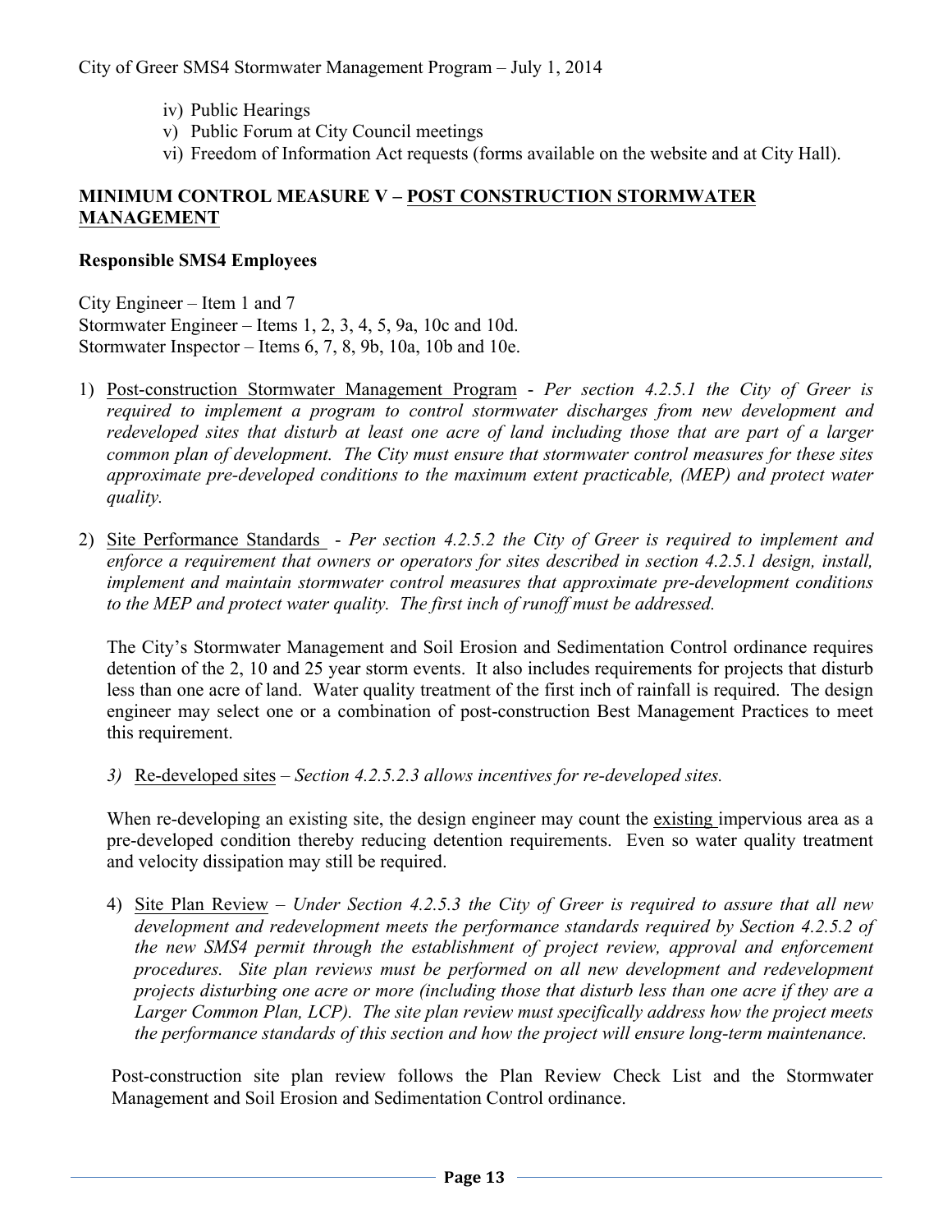iv) Public Hearings
v) Public Forum at City Council meetings
vi) Freedom of Information Act requests (forms available on the website and at City Hall).

## MINIMUM CONTROL MEASURE V – POST CONSTRUCTION STORMWATER MANAGEMENT

**Responsible SMS4 Employees**

City Engineer – Item 1 and 7
Stormwater Engineer – Items 1, 2, 3, 4, 5, 9a, 10c and 10d.
Stormwater Inspector – Items 6, 7, 8, 9b, 10a, 10b and 10e.

1) Post-construction Stormwater Management Program - *Per section 4.2.5.1 the City of Greer is required to implement a program to control stormwater discharges from new development and redeveloped sites that disturb at least one acre of land including those that are part of a larger common plan of development. The City must ensure that stormwater control measures for these sites approximate pre-developed conditions to the maximum extent practicable, (MEP) and protect water quality.*

2) Site Performance Standards - *Per section 4.2.5.2 the City of Greer is required to implement and enforce a requirement that owners or operators for sites described in section 4.2.5.1 design, install, implement and maintain stormwater control measures that approximate pre-development conditions to the MEP and protect water quality. The first inch of runoff must be addressed.*

   The City's Stormwater Management and Soil Erosion and Sedimentation Control ordinance requires detention of the 2, 10 and 25 year storm events. It also includes requirements for projects that disturb less than one acre of land. Water quality treatment of the first inch of rainfall is required. The design engineer may select one or a combination of post-construction Best Management Practices to meet this requirement.

3) Re-developed sites – *Section 4.2.5.2.3 allows incentives for re-developed sites.*

   When re-developing an existing site, the design engineer may count the existing impervious area as a pre-developed condition thereby reducing detention requirements. Even so water quality treatment and velocity dissipation may still be required.

4) Site Plan Review – *Under Section 4.2.5.3 the City of Greer is required to assure that all new development and redevelopment meets the performance standards required by Section 4.2.5.2 of the new SMS4 permit through the establishment of project review, approval and enforcement procedures. Site plan reviews must be performed on all new development and redevelopment projects disturbing one acre or more (including those that disturb less than one acre if they are a Larger Common Plan, LCP). The site plan review must specifically address how the project meets the performance standards of this section and how the project will ensure long-term maintenance.*

   Post-construction site plan review follows the Plan Review Check List and the Stormwater Management and Soil Erosion and Sedimentation Control ordinance.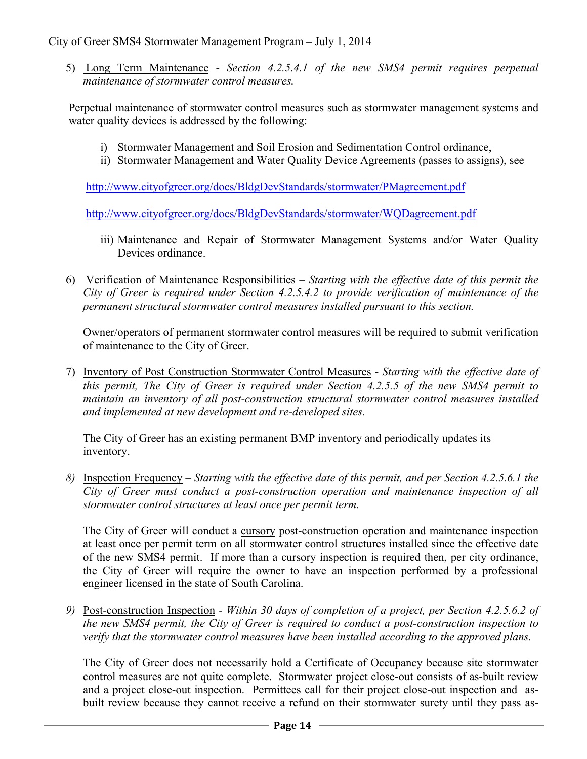5) <u>Long Term Maintenance</u> - *Section 4.2.5.4.1 of the new SMS4 permit requires perpetual maintenance of stormwater control measures.*

Perpetual maintenance of stormwater control measures such as stormwater management systems and water quality devices is addressed by the following:

i) Stormwater Management and Soil Erosion and Sedimentation Control ordinance,
ii) Stormwater Management and Water Quality Device Agreements (passes to assigns), see

http://www.cityofgreer.org/docs/BldgDevStandards/stormwater/PMagreement.pdf

http://www.cityofgreer.org/docs/BldgDevStandards/stormwater/WQDagreement.pdf

iii) Maintenance and Repair of Stormwater Management Systems and/or Water Quality Devices ordinance.

6) <u>Verification of Maintenance Responsibilities</u> – *Starting with the effective date of this permit the City of Greer is required under Section 4.2.5.4.2 to provide verification of maintenance of the permanent structural stormwater control measures installed pursuant to this section.*

Owner/operators of permanent stormwater control measures will be required to submit verification of maintenance to the City of Greer.

7) <u>Inventory of Post Construction Stormwater Control Measures</u> - *Starting with the effective date of this permit, The City of Greer is required under Section 4.2.5.5 of the new SMS4 permit to maintain an inventory of all post-construction structural stormwater control measures installed and implemented at new development and re-developed sites.*

The City of Greer has an existing permanent BMP inventory and periodically updates its inventory.

8) <u>Inspection Frequency</u> – *Starting with the effective date of this permit, and per Section 4.2.5.6.1 the City of Greer must conduct a post-construction operation and maintenance inspection of all stormwater control structures at least once per permit term.*

The City of Greer will conduct a <u>cursory</u> post-construction operation and maintenance inspection at least once per permit term on all stormwater control structures installed since the effective date of the new SMS4 permit. If more than a cursory inspection is required then, per city ordinance, the City of Greer will require the owner to have an inspection performed by a professional engineer licensed in the state of South Carolina.

9) <u>Post-construction Inspection</u> - *Within 30 days of completion of a project, per Section 4.2.5.6.2 of the new SMS4 permit, the City of Greer is required to conduct a post-construction inspection to verify that the stormwater control measures have been installed according to the approved plans.*

The City of Greer does not necessarily hold a Certificate of Occupancy because site stormwater control measures are not quite complete. Stormwater project close-out consists of as-built review and a project close-out inspection. Permittees call for their project close-out inspection and as-built review because they cannot receive a refund on their stormwater surety until they pass as-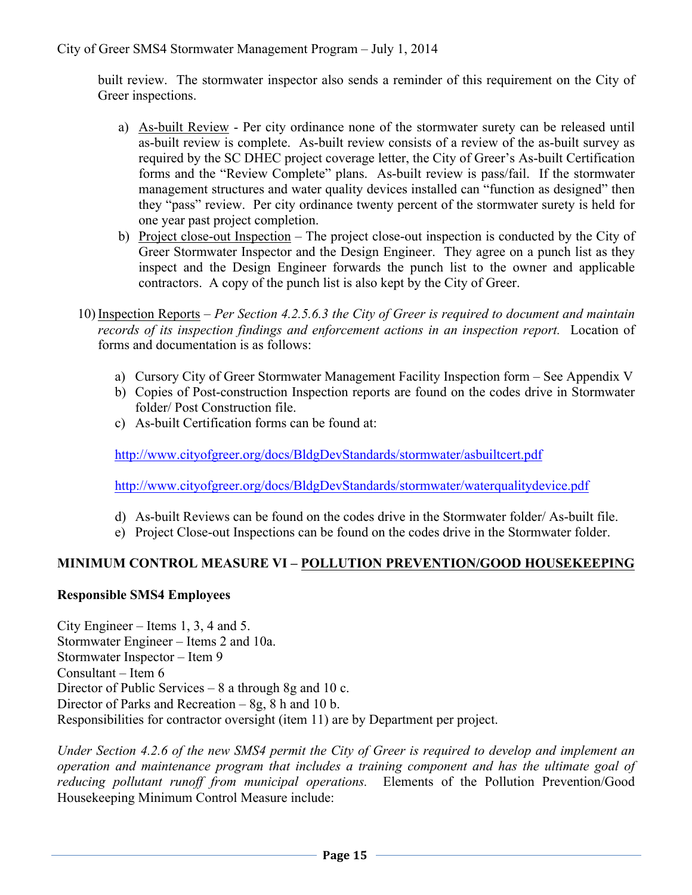built review. The stormwater inspector also sends a reminder of this requirement on the City of Greer inspections.

a) As-built Review - Per city ordinance none of the stormwater surety can be released until as-built review is complete. As-built review consists of a review of the as-built survey as required by the SC DHEC project coverage letter, the City of Greer's As-built Certification forms and the "Review Complete" plans. As-built review is pass/fail. If the stormwater management structures and water quality devices installed can "function as designed" then they "pass" review. Per city ordinance twenty percent of the stormwater surety is held for one year past project completion.
b) Project close-out Inspection – The project close-out inspection is conducted by the City of Greer Stormwater Inspector and the Design Engineer. They agree on a punch list as they inspect and the Design Engineer forwards the punch list to the owner and applicable contractors. A copy of the punch list is also kept by the City of Greer.

10) Inspection Reports – *Per Section 4.2.5.6.3 the City of Greer is required to document and maintain records of its inspection findings and enforcement actions in an inspection report.* Location of forms and documentation is as follows:

a) Cursory City of Greer Stormwater Management Facility Inspection form – See Appendix V
b) Copies of Post-construction Inspection reports are found on the codes drive in Stormwater folder/ Post Construction file.
c) As-built Certification forms can be found at:

http://www.cityofgreer.org/docs/BldgDevStandards/stormwater/asbuiltcert.pdf

http://www.cityofgreer.org/docs/BldgDevStandards/stormwater/waterqualitydevice.pdf

d) As-built Reviews can be found on the codes drive in the Stormwater folder/ As-built file.
e) Project Close-out Inspections can be found on the codes drive in the Stormwater folder.

## MINIMUM CONTROL MEASURE VI – POLLUTION PREVENTION/GOOD HOUSEKEEPING

### Responsible SMS4 Employees

City Engineer – Items 1, 3, 4 and 5.
Stormwater Engineer – Items 2 and 10a.
Stormwater Inspector – Item 9
Consultant – Item 6
Director of Public Services – 8 a through 8g and 10 c.
Director of Parks and Recreation – 8g, 8 h and 10 b.
Responsibilities for contractor oversight (item 11) are by Department per project.

*Under Section 4.2.6 of the new SMS4 permit the City of Greer is required to develop and implement an operation and maintenance program that includes a training component and has the ultimate goal of reducing pollutant runoff from municipal operations.* Elements of the Pollution Prevention/Good Housekeeping Minimum Control Measure include: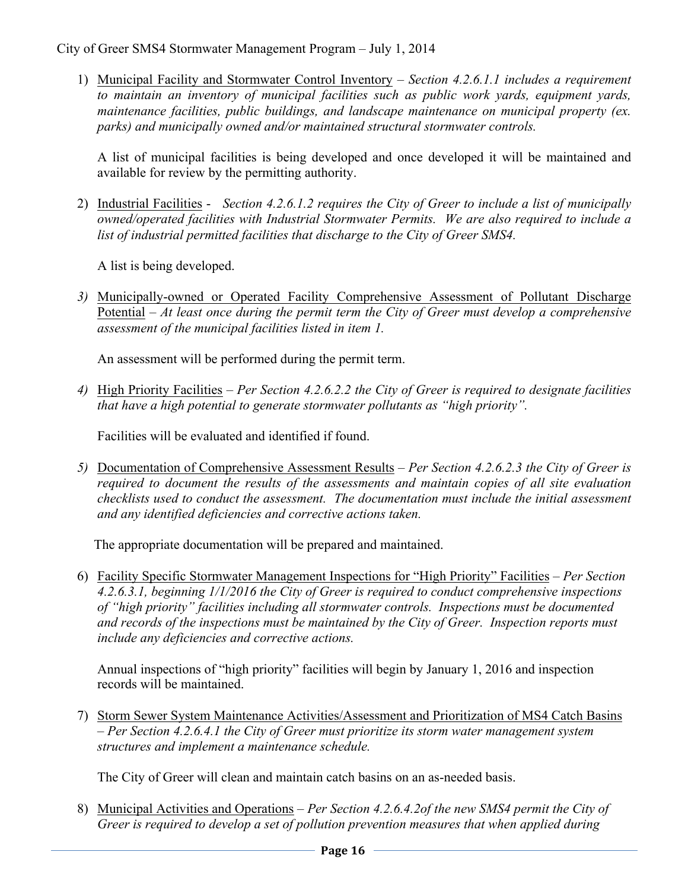1) Underline: Municipal Facility and Stormwater Control Inventory – *Section 4.2.6.1.1 includes a requirement to maintain an inventory of municipal facilities such as public work yards, equipment yards, maintenance facilities, public buildings, and landscape maintenance on municipal property (ex. parks) and municipally owned and/or maintained structural stormwater controls.*

   A list of municipal facilities is being developed and once developed it will be maintained and available for review by the permitting authority.

2) Industrial Facilities - *Section 4.2.6.1.2 requires the City of Greer to include a list of municipally owned/operated facilities with Industrial Stormwater Permits. We are also required to include a list of industrial permitted facilities that discharge to the City of Greer SMS4.*

   A list is being developed.

3) Municipally-owned or Operated Facility Comprehensive Assessment of Pollutant Discharge Potential – *At least once during the permit term the City of Greer must develop a comprehensive assessment of the municipal facilities listed in item 1.*

   An assessment will be performed during the permit term.

4) High Priority Facilities – *Per Section 4.2.6.2.2 the City of Greer is required to designate facilities that have a high potential to generate stormwater pollutants as "high priority".*

   Facilities will be evaluated and identified if found.

5) Documentation of Comprehensive Assessment Results – *Per Section 4.2.6.2.3 the City of Greer is required to document the results of the assessments and maintain copies of all site evaluation checklists used to conduct the assessment. The documentation must include the initial assessment and any identified deficiencies and corrective actions taken.*

   The appropriate documentation will be prepared and maintained.

6) Facility Specific Stormwater Management Inspections for "High Priority" Facilities – *Per Section 4.2.6.3.1, beginning 1/1/2016 the City of Greer is required to conduct comprehensive inspections of "high priority" facilities including all stormwater controls. Inspections must be documented and records of the inspections must be maintained by the City of Greer. Inspection reports must include any deficiencies and corrective actions.*

   Annual inspections of "high priority" facilities will begin by January 1, 2016 and inspection records will be maintained.

7) Storm Sewer System Maintenance Activities/Assessment and Prioritization of MS4 Catch Basins – *Per Section 4.2.6.4.1 the City of Greer must prioritize its storm water management system structures and implement a maintenance schedule.*

   The City of Greer will clean and maintain catch basins on an as-needed basis.

8) Municipal Activities and Operations – *Per Section 4.2.6.4.2of the new SMS4 permit the City of Greer is required to develop a set of pollution prevention measures that when applied during*

1) Municipal Facility and Stormwater Control Inventory – *Section 4.2.6.1.1 includes a requirement to maintain an inventory of municipal facilities such as public work yards, equipment yards, maintenance facilities, public buildings, and landscape maintenance on municipal property (ex. parks) and municipally owned and/or maintained structural stormwater controls.*

   A list of municipal facilities is being developed and once developed it will be maintained and available for review by the permitting authority.

2) Industrial Facilities - *Section 4.2.6.1.2 requires the City of Greer to include a list of municipally owned/operated facilities with Industrial Stormwater Permits. We are also required to include a list of industrial permitted facilities that discharge to the City of Greer SMS4.*

   A list is being developed.

3) Municipally-owned or Operated Facility Comprehensive Assessment of Pollutant Discharge Potential – *At least once during the permit term the City of Greer must develop a comprehensive assessment of the municipal facilities listed in item 1.*

   An assessment will be performed during the permit term.

4) High Priority Facilities – *Per Section 4.2.6.2.2 the City of Greer is required to designate facilities that have a high potential to generate stormwater pollutants as "high priority".*

   Facilities will be evaluated and identified if found.

5) Documentation of Comprehensive Assessment Results – *Per Section 4.2.6.2.3 the City of Greer is required to document the results of the assessments and maintain copies of all site evaluation checklists used to conduct the assessment. The documentation must include the initial assessment and any identified deficiencies and corrective actions taken.*

   The appropriate documentation will be prepared and maintained.

6) Facility Specific Stormwater Management Inspections for "High Priority" Facilities – *Per Section 4.2.6.3.1, beginning 1/1/2016 the City of Greer is required to conduct comprehensive inspections of "high priority" facilities including all stormwater controls. Inspections must be documented and records of the inspections must be maintained by the City of Greer. Inspection reports must include any deficiencies and corrective actions.*

   Annual inspections of "high priority" facilities will begin by January 1, 2016 and inspection records will be maintained.

7) Storm Sewer System Maintenance Activities/Assessment and Prioritization of MS4 Catch Basins – *Per Section 4.2.6.4.1 the City of Greer must prioritize its storm water management system structures and implement a maintenance schedule.*

   The City of Greer will clean and maintain catch basins on an as-needed basis.

8) Municipal Activities and Operations – *Per Section 4.2.6.4.2of the new SMS4 permit the City of Greer is required to develop a set of pollution prevention measures that when applied during*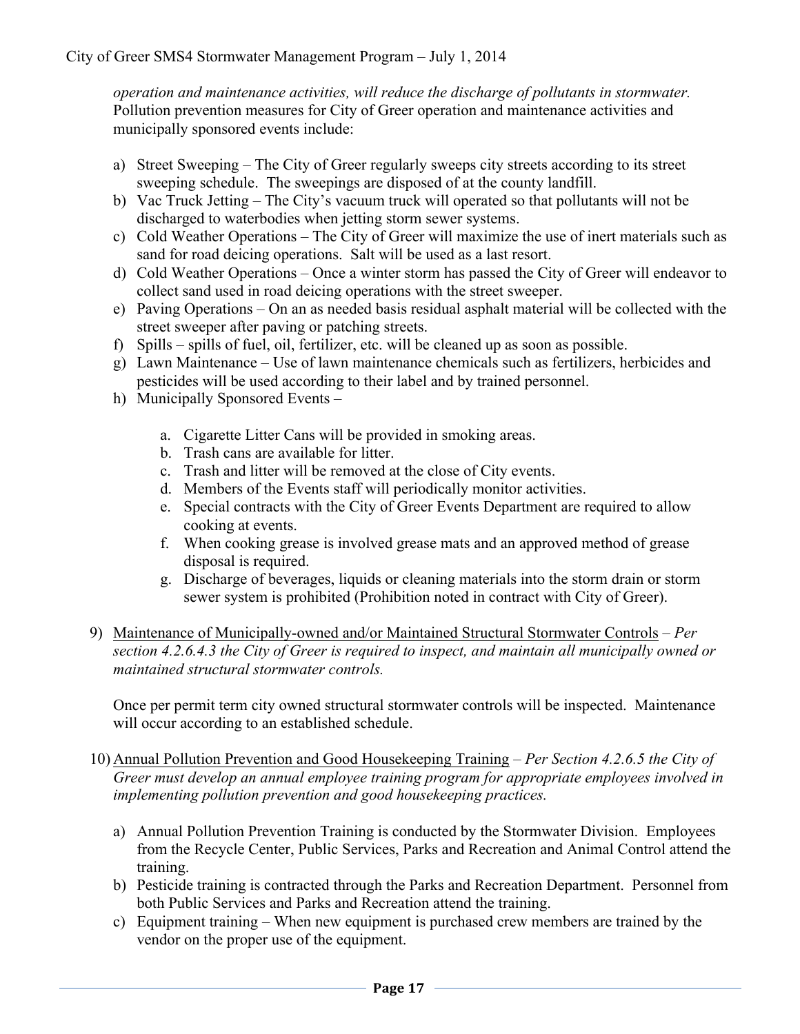*operation and maintenance activities, will reduce the discharge of pollutants in stormwater.* Pollution prevention measures for City of Greer operation and maintenance activities and municipally sponsored events include:

a) Street Sweeping – The City of Greer regularly sweeps city streets according to its street sweeping schedule. The sweepings are disposed of at the county landfill.
b) Vac Truck Jetting – The City's vacuum truck will operated so that pollutants will not be discharged to waterbodies when jetting storm sewer systems.
c) Cold Weather Operations – The City of Greer will maximize the use of inert materials such as sand for road deicing operations. Salt will be used as a last resort.
d) Cold Weather Operations – Once a winter storm has passed the City of Greer will endeavor to collect sand used in road deicing operations with the street sweeper.
e) Paving Operations – On an as needed basis residual asphalt material will be collected with the street sweeper after paving or patching streets.
f) Spills – spills of fuel, oil, fertilizer, etc. will be cleaned up as soon as possible.
g) Lawn Maintenance – Use of lawn maintenance chemicals such as fertilizers, herbicides and pesticides will be used according to their label and by trained personnel.
h) Municipally Sponsored Events –

    a. Cigarette Litter Cans will be provided in smoking areas.
    b. Trash cans are available for litter.
    c. Trash and litter will be removed at the close of City events.
    d. Members of the Events staff will periodically monitor activities.
    e. Special contracts with the City of Greer Events Department are required to allow cooking at events.
    f. When cooking grease is involved grease mats and an approved method of grease disposal is required.
    g. Discharge of beverages, liquids or cleaning materials into the storm drain or storm sewer system is prohibited (Prohibition noted in contract with City of Greer).

9) <u>Maintenance of Municipally-owned and/or Maintained Structural Stormwater Controls</u> – *Per section 4.2.6.4.3 the City of Greer is required to inspect, and maintain all municipally owned or maintained structural stormwater controls.*

    Once per permit term city owned structural stormwater controls will be inspected. Maintenance will occur according to an established schedule.

10) <u>Annual Pollution Prevention and Good Housekeeping Training</u> – *Per Section 4.2.6.5 the City of Greer must develop an annual employee training program for appropriate employees involved in implementing pollution prevention and good housekeeping practices.*

    a) Annual Pollution Prevention Training is conducted by the Stormwater Division. Employees from the Recycle Center, Public Services, Parks and Recreation and Animal Control attend the training.
    b) Pesticide training is contracted through the Parks and Recreation Department. Personnel from both Public Services and Parks and Recreation attend the training.
    c) Equipment training – When new equipment is purchased crew members are trained by the vendor on the proper use of the equipment.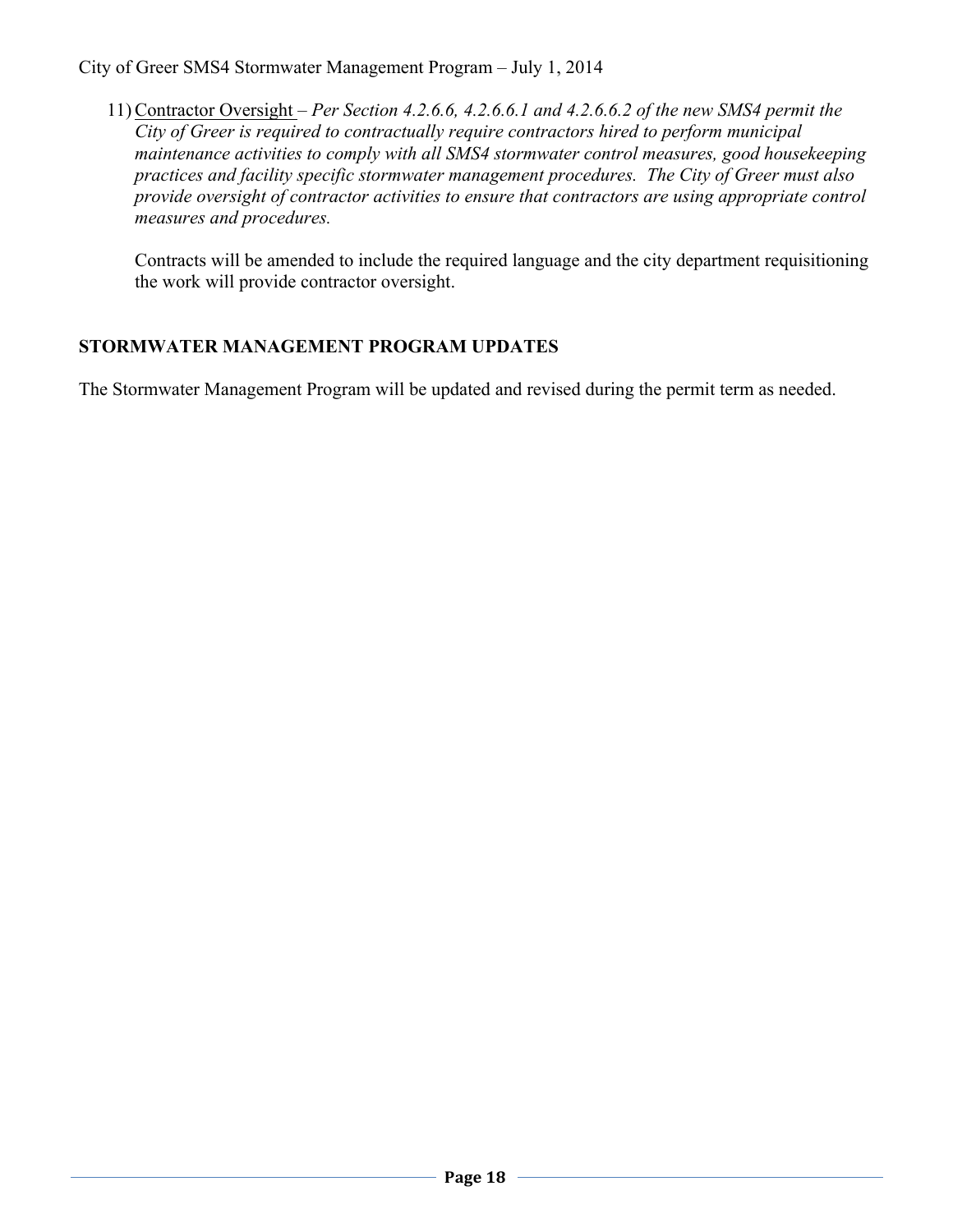11) Contractor Oversight – *Per Section 4.2.6.6, 4.2.6.6.1 and 4.2.6.6.2 of the new SMS4 permit the City of Greer is required to contractually require contractors hired to perform municipal maintenance activities to comply with all SMS4 stormwater control measures, good housekeeping practices and facility specific stormwater management procedures. The City of Greer must also provide oversight of contractor activities to ensure that contractors are using appropriate control measures and procedures.*

    Contracts will be amended to include the required language and the city department requisitioning the work will provide contractor oversight.

## STORMWATER MANAGEMENT PROGRAM UPDATES

The Stormwater Management Program will be updated and revised during the permit term as needed.